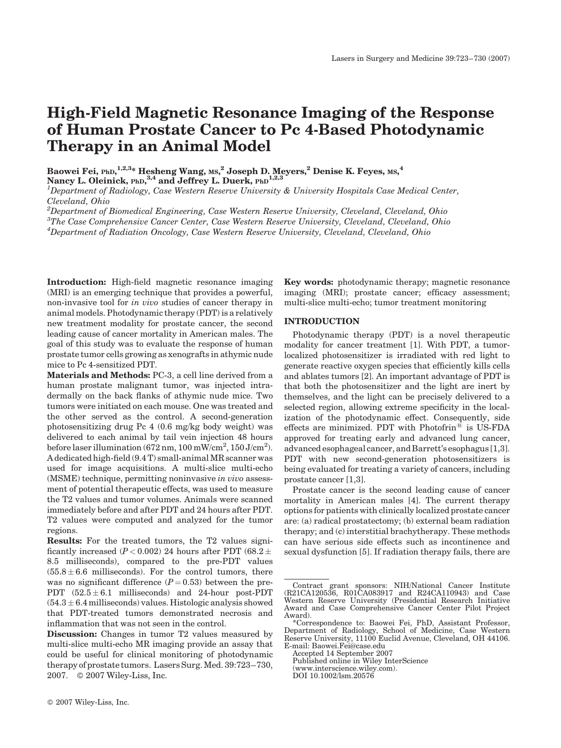# High-Field Magnetic Resonance Imaging of the Response of Human Prostate Cancer to Pc 4-Based Photodynamic Therapy in an Animal Model

**Baowei Fei, PhD,[1,2,3]* Hesheng Wang, MS,[2] Joseph D. Meyers,[2] Denise K. Feyes, MS,[4] Nancy L. Oleinick, PhD,[3,4] and Jeffrey L. Duerk, PhD[1,2,3]**

[1] *Department of Radiology, Case Western Reserve University & University Hospitals Case Medical Center, Cleveland, Ohio*

[2] *Department of Biomedical Engineering, Case Western Reserve University, Cleveland, Cleveland, Ohio*

[3] *The Case Comprehensive Cancer Center, Case Western Reserve University, Cleveland, Cleveland, Ohio*

[4] *Department of Radiation Oncology, Case Western Reserve University, Cleveland, Cleveland, Ohio*

**Introduction:** High-field magnetic resonance imaging (MRI) is an emerging technique that provides a powerful, non-invasive tool for *in vivo* studies of cancer therapy in animal models. Photodynamic therapy (PDT) is a relatively new treatment modality for prostate cancer, the second leading cause of cancer mortality in American males. The goal of this study was to evaluate the response of human prostate tumor cells growing as xenografts in athymic nude mice to Pc 4-sensitized PDT.

**Materials and Methods:** PC-3, a cell line derived from a human prostate malignant tumor, was injected intradermally on the back flanks of athymic nude mice. Two tumors were initiated on each mouse. One was treated and the other served as the control. A second-generation photosensitizing drug Pc 4 (0.6 mg/kg body weight) was delivered to each animal by tail vein injection 48 hours before laser illumination (672 nm, 100 mW/cm$^2$, 150 J/cm$^2$). A dedicated high-field (9.4 T) small-animal MR scanner was used for image acquisitions. A multi-slice multi-echo (MSME) technique, permitting noninvasive *in vivo* assessment of potential therapeutic effects, was used to measure the T2 values and tumor volumes. Animals were scanned immediately before and after PDT and 24 hours after PDT. T2 values were computed and analyzed for the tumor regions.

**Results:** For the treated tumors, the T2 values significantly increased ($P < 0.002$) 24 hours after PDT ($68.2 \pm 8.5$ milliseconds), compared to the pre-PDT values ($55.8 \pm 6.6$ milliseconds). For the control tumors, there was no significant difference ($P = 0.53$) between the pre-PDT ($52.5 \pm 6.1$ milliseconds) and 24-hour post-PDT ($54.3 \pm 6.4$ milliseconds) values. Histologic analysis showed that PDT-treated tumors demonstrated necrosis and inflammation that was not seen in the control.

**Discussion:** Changes in tumor T2 values measured by multi-slice multi-echo MR imaging provide an assay that could be useful for clinical monitoring of photodynamic therapy of prostate tumors. Lasers Surg. Med. 39:723–730, 2007. © 2007 Wiley-Liss, Inc.

**Key words:** photodynamic therapy; magnetic resonance imaging (MRI); prostate cancer; efficacy assessment; multi-slice multi-echo; tumor treatment monitoring

## INTRODUCTION

Photodynamic therapy (PDT) is a novel therapeutic modality for cancer treatment [1]. With PDT, a tumor-localized photosensitizer is irradiated with red light to generate reactive oxygen species that efficiently kills cells and ablates tumors [2]. An important advantage of PDT is that both the photosensitizer and the light are inert by themselves, and the light can be precisely delivered to a selected region, allowing extreme specificity in the localization of the photodynamic effect. Consequently, side effects are minimized. PDT with Photofrin® is US-FDA approved for treating early and advanced lung cancer, advanced esophageal cancer, and Barrett's esophagus [1,3]. PDT with new second-generation photosensitizers is being evaluated for treating a variety of cancers, including prostate cancer [1,3].

Prostate cancer is the second leading cause of cancer mortality in American males [4]. The current therapy options for patients with clinically localized prostate cancer are: (a) radical prostatectomy; (b) external beam radiation therapy; and (c) interstitial brachytherapy. These methods can have serious side effects such as incontinence and sexual dysfunction [5]. If radiation therapy fails, there are

---

Contract grant sponsors: NIH/National Cancer Institute (R21CA120536, R01CA083917 and R24CA110943) and Case Western Reserve University (Presidential Research Initiative Award and Case Comprehensive Cancer Center Pilot Project Award).

*Correspondence to: Baowei Fei, PhD, Assistant Professor, Department of Radiology, School of Medicine, Case Western Reserve University, 11100 Euclid Avenue, Cleveland, OH 44106. E-mail: Baowei.Fei@case.edu

Accepted 14 September 2007

Published online in Wiley InterScience (www.interscience.wiley.com).

DOI 10.1002/lsm.20576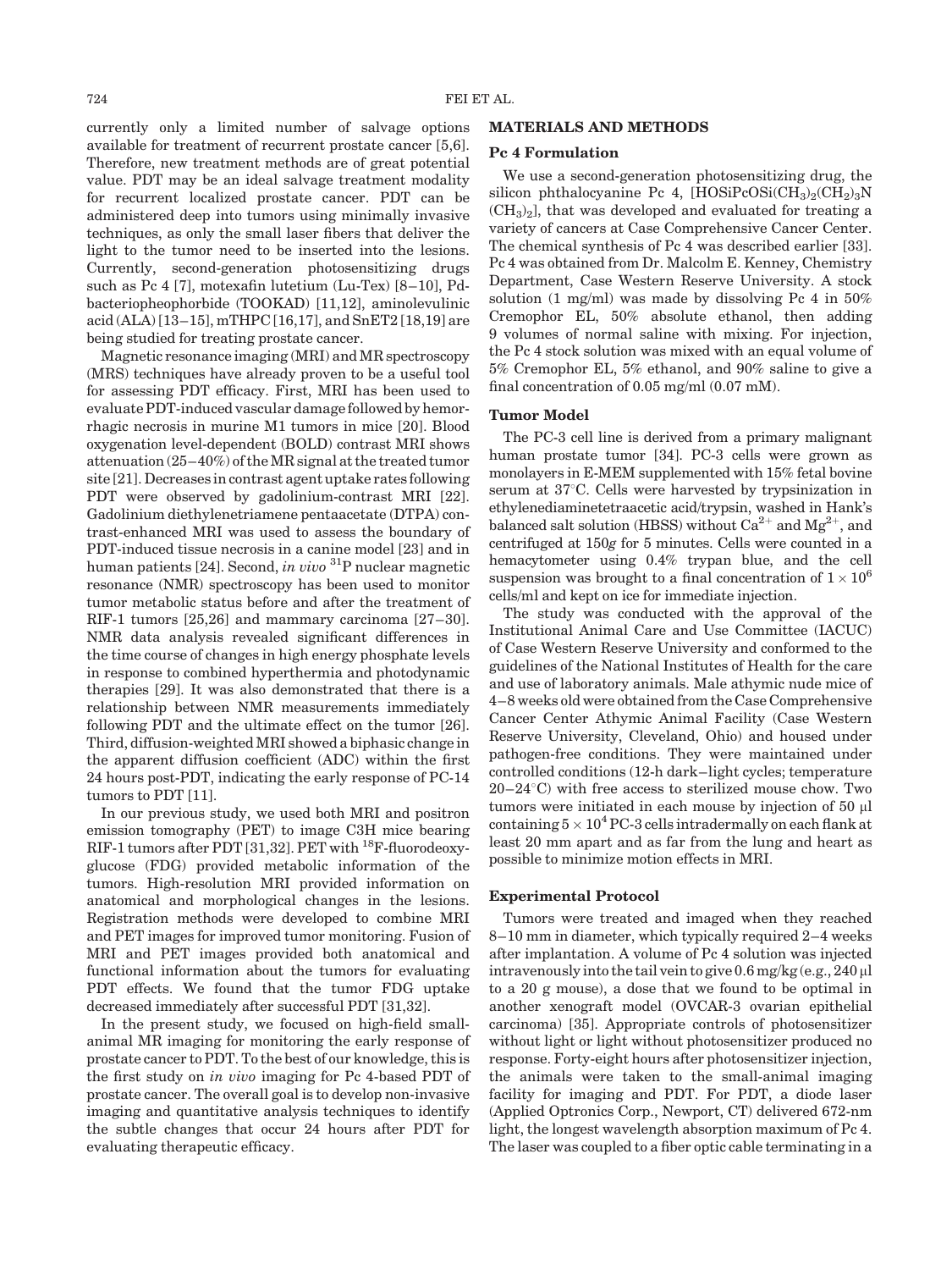currently only a limited number of salvage options available for treatment of recurrent prostate cancer [5,6]. Therefore, new treatment methods are of great potential value. PDT may be an ideal salvage treatment modality for recurrent localized prostate cancer. PDT can be administered deep into tumors using minimally invasive techniques, as only the small laser fibers that deliver the light to the tumor need to be inserted into the lesions. Currently, second-generation photosensitizing drugs such as Pc 4 [7], motexafin lutetium (Lu-Tex) [8–10], Pd-bacteriopheophorbide (TOOKAD) [11,12], aminolevulinic acid (ALA) [13–15], mTHPC [16,17], and SnET2 [18,19] are being studied for treating prostate cancer.

Magnetic resonance imaging (MRI) and MR spectroscopy (MRS) techniques have already proven to be a useful tool for assessing PDT efficacy. First, MRI has been used to evaluate PDT-induced vascular damage followed by hemorrhagic necrosis in murine M1 tumors in mice [20]. Blood oxygenation level-dependent (BOLD) contrast MRI shows attenuation (25–40%) of the MR signal at the treated tumor site [21]. Decreases in contrast agent uptake rates following PDT were observed by gadolinium-contrast MRI [22]. Gadolinium diethylenetriamene pentaacetate (DTPA) contrast-enhanced MRI was used to assess the boundary of PDT-induced tissue necrosis in a canine model [23] and in human patients [24]. Second, *in vivo* $^{31}P$ nuclear magnetic resonance (NMR) spectroscopy has been used to monitor tumor metabolic status before and after the treatment of RIF-1 tumors [25,26] and mammary carcinoma [27–30]. NMR data analysis revealed significant differences in the time course of changes in high energy phosphate levels in response to combined hyperthermia and photodynamic therapies [29]. It was also demonstrated that there is a relationship between NMR measurements immediately following PDT and the ultimate effect on the tumor [26]. Third, diffusion-weighted MRI showed a biphasic change in the apparent diffusion coefficient (ADC) within the first 24 hours post-PDT, indicating the early response of PC-14 tumors to PDT [11].

In our previous study, we used both MRI and positron emission tomography (PET) to image C3H mice bearing RIF-1 tumors after PDT [31,32]. PET with $^{18}F$-fluorodeoxyglucose (FDG) provided metabolic information of the tumors. High-resolution MRI provided information on anatomical and morphological changes in the lesions. Registration methods were developed to combine MRI and PET images for improved tumor monitoring. Fusion of MRI and PET images provided both anatomical and functional information about the tumors for evaluating PDT effects. We found that the tumor FDG uptake decreased immediately after successful PDT [31,32].

In the present study, we focused on high-field small-animal MR imaging for monitoring the early response of prostate cancer to PDT. To the best of our knowledge, this is the first study on *in vivo* imaging for Pc 4-based PDT of prostate cancer. The overall goal is to develop non-invasive imaging and quantitative analysis techniques to identify the subtle changes that occur 24 hours after PDT for evaluating therapeutic efficacy.

## MATERIALS AND METHODS

### Pc 4 Formulation

We use a second-generation photosensitizing drug, the silicon phthalocyanine Pc 4, $[HOSiPcOSi(CH_3)_2(CH_2)_3N(CH_3)_2]$, that was developed and evaluated for treating a variety of cancers at Case Comprehensive Cancer Center. The chemical synthesis of Pc 4 was described earlier [33]. Pc 4 was obtained from Dr. Malcolm E. Kenney, Chemistry Department, Case Western Reserve University. A stock solution (1 mg/ml) was made by dissolving Pc 4 in 50% Cremophor EL, 50% absolute ethanol, then adding 9 volumes of normal saline with mixing. For injection, the Pc 4 stock solution was mixed with an equal volume of 5% Cremophor EL, 5% ethanol, and 90% saline to give a final concentration of 0.05 mg/ml (0.07 mM).

### Tumor Model

The PC-3 cell line is derived from a primary malignant human prostate tumor [34]. PC-3 cells were grown as monolayers in E-MEM supplemented with 15% fetal bovine serum at 37°C. Cells were harvested by trypsinization in ethylenediaminetetraacetic acid/trypsin, washed in Hank's balanced salt solution (HBSS) without $Ca^{2+}$ and $Mg^{2+}$, and centrifuged at 150*g* for 5 minutes. Cells were counted in a hemacytometer using 0.4% trypan blue, and the cell suspension was brought to a final concentration of $1 \times 10^6$ cells/ml and kept on ice for immediate injection.

The study was conducted with the approval of the Institutional Animal Care and Use Committee (IACUC) of Case Western Reserve University and conformed to the guidelines of the National Institutes of Health for the care and use of laboratory animals. Male athymic nude mice of 4–8 weeks old were obtained from the Case Comprehensive Cancer Center Athymic Animal Facility (Case Western Reserve University, Cleveland, Ohio) and housed under pathogen-free conditions. They were maintained under controlled conditions (12-h dark–light cycles; temperature 20–24°C) with free access to sterilized mouse chow. Two tumors were initiated in each mouse by injection of 50 μl containing $5 \times 10^4$ PC-3 cells intradermally on each flank at least 20 mm apart and as far from the lung and heart as possible to minimize motion effects in MRI.

### Experimental Protocol

Tumors were treated and imaged when they reached 8–10 mm in diameter, which typically required 2–4 weeks after implantation. A volume of Pc 4 solution was injected intravenously into the tail vein to give 0.6 mg/kg (e.g., 240 μl to a 20 g mouse), a dose that we found to be optimal in another xenograft model (OVCAR-3 ovarian epithelial carcinoma) [35]. Appropriate controls of photosensitizer without light or light without photosensitizer produced no response. Forty-eight hours after photosensitizer injection, the animals were taken to the small-animal imaging facility for imaging and PDT. For PDT, a diode laser (Applied Optronics Corp., Newport, CT) delivered 672-nm light, the longest wavelength absorption maximum of Pc 4. The laser was coupled to a fiber optic cable terminating in a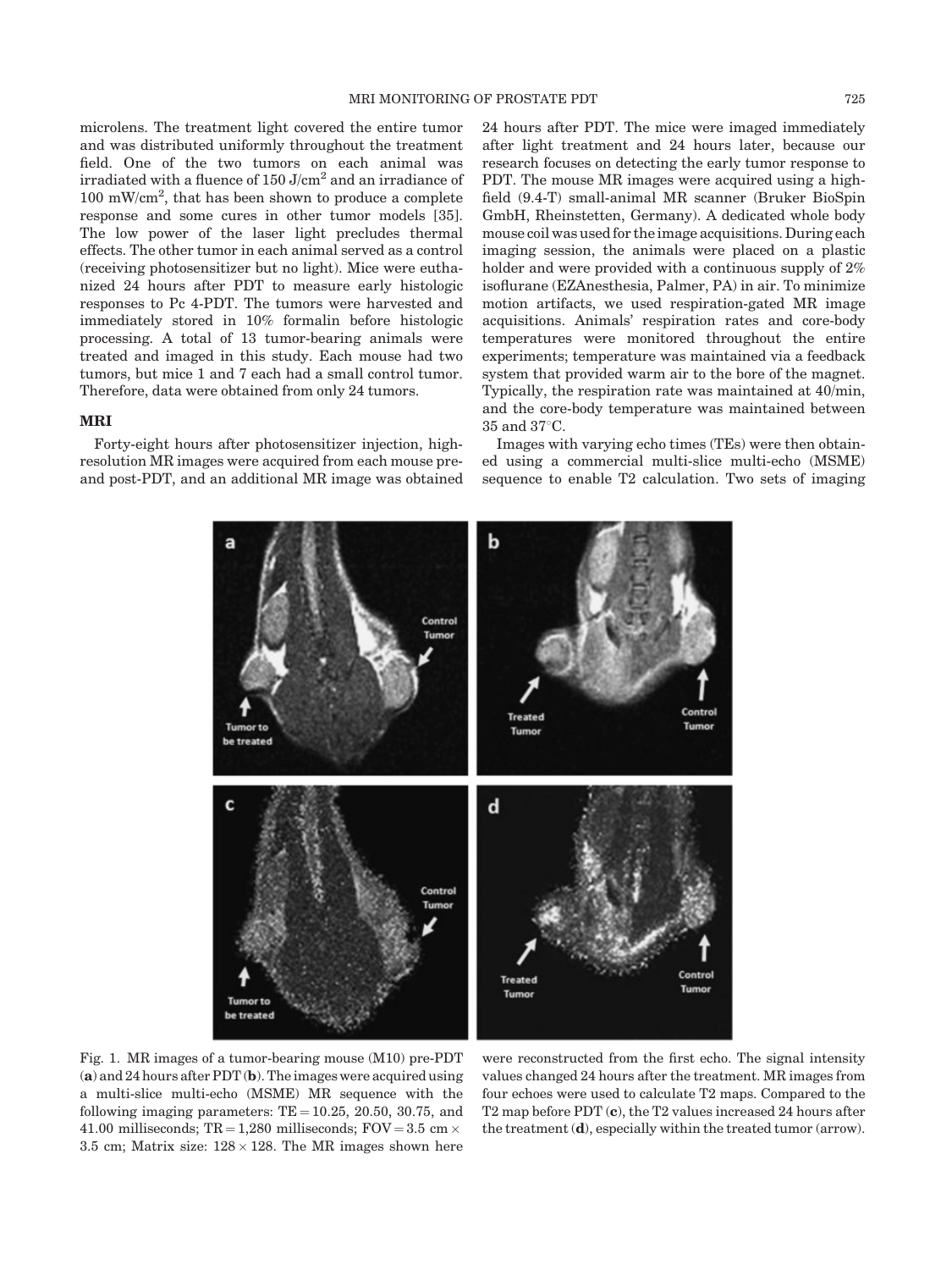microlens. The treatment light covered the entire tumor and was distributed uniformly throughout the treatment field. One of the two tumors on each animal was irradiated with a fluence of 150 J/cm$^2$ and an irradiance of 100 mW/cm$^2$, that has been shown to produce a complete response and some cures in other tumor models [35]. The low power of the laser light precludes thermal effects. The other tumor in each animal served as a control (receiving photosensitizer but no light). Mice were euthanized 24 hours after PDT to measure early histologic responses to Pc 4-PDT. The tumors were harvested and immediately stored in 10% formalin before histologic processing. A total of 13 tumor-bearing animals were treated and imaged in this study. Each mouse had two tumors, but mice 1 and 7 each had a small control tumor. Therefore, data were obtained from only 24 tumors.

## MRI

Forty-eight hours after photosensitizer injection, high-resolution MR images were acquired from each mouse pre- and post-PDT, and an additional MR image was obtained 24 hours after PDT. The mice were imaged immediately after light treatment and 24 hours later, because our research focuses on detecting the early tumor response to PDT. The mouse MR images were acquired using a high-field (9.4-T) small-animal MR scanner (Bruker BioSpin GmbH, Rheinstetten, Germany). A dedicated whole body mouse coil was used for the image acquisitions. During each imaging session, the animals were placed on a plastic holder and were provided with a continuous supply of 2% isoflurane (EZAnesthesia, Palmer, PA) in air. To minimize motion artifacts, we used respiration-gated MR image acquisitions. Animals' respiration rates and core-body temperatures were monitored throughout the entire experiments; temperature was maintained via a feedback system that provided warm air to the bore of the magnet. Typically, the respiration rate was maintained at 40/min, and the core-body temperature was maintained between 35 and 37°C.

Images with varying echo times (TEs) were then obtained using a commercial multi-slice multi-echo (MSME) sequence to enable T2 calculation. Two sets of imaging

Fig. 1. MR images of a tumor-bearing mouse (M10) pre-PDT (**a**) and 24 hours after PDT (**b**). The images were acquired using a multi-slice multi-echo (MSME) MR sequence with the following imaging parameters: TE = 10.25, 20.50, 30.75, and 41.00 milliseconds; TR = 1,280 milliseconds; FOV = 3.5 cm × 3.5 cm; Matrix size: 128 × 128. The MR images shown here were reconstructed from the first echo. The signal intensity values changed 24 hours after the treatment. MR images from four echoes were used to calculate T2 maps. Compared to the T2 map before PDT (**c**), the T2 values increased 24 hours after the treatment (**d**), especially within the treated tumor (arrow).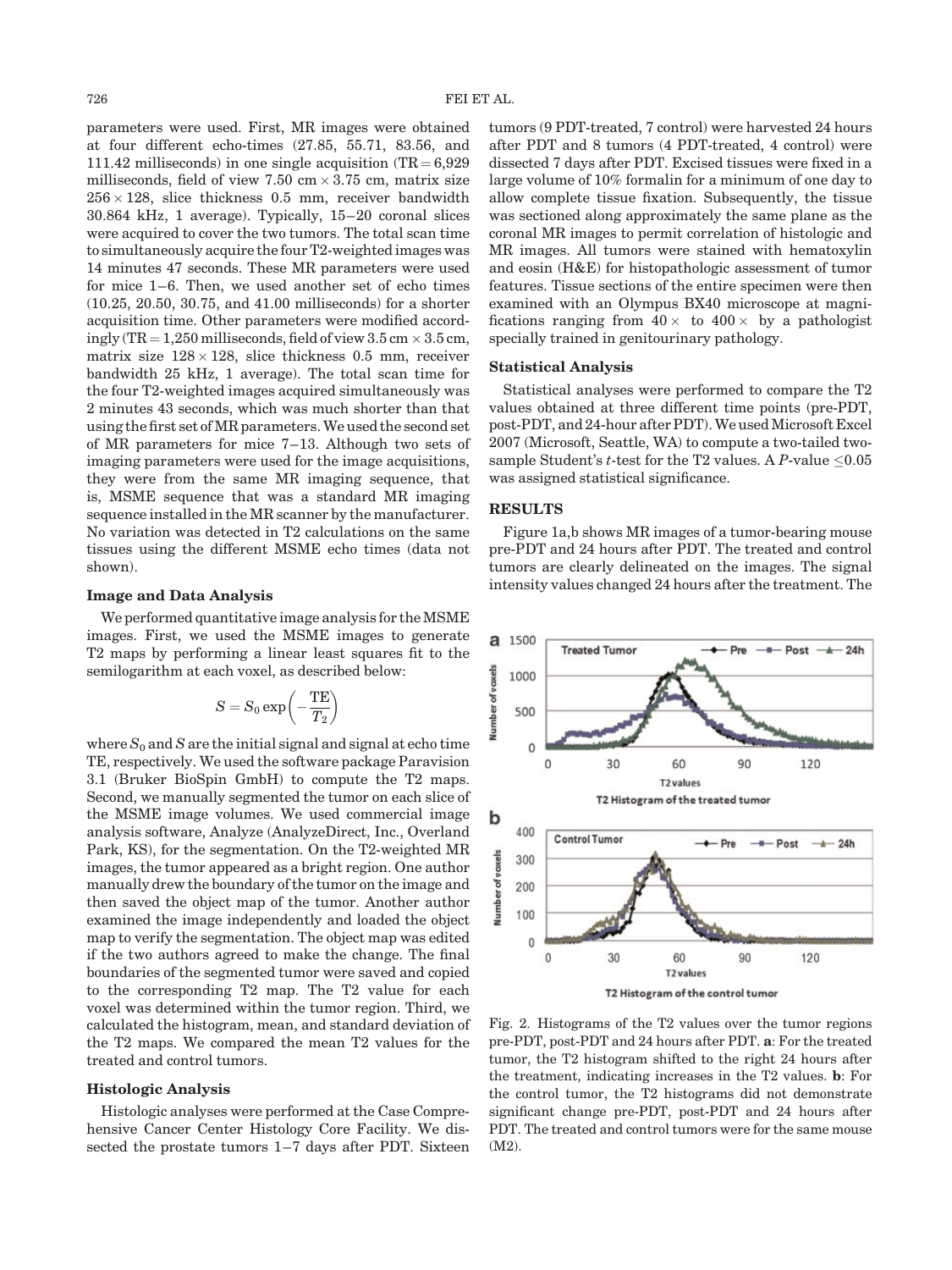parameters were used. First, MR images were obtained at four different echo-times (27.85, 55.71, 83.56, and 111.42 milliseconds) in one single acquisition (TR = 6,929 milliseconds, field of view 7.50 cm × 3.75 cm, matrix size 256 × 128, slice thickness 0.5 mm, receiver bandwidth 30.864 kHz, 1 average). Typically, 15–20 coronal slices were acquired to cover the two tumors. The total scan time to simultaneously acquire the four T2-weighted images was 14 minutes 47 seconds. These MR parameters were used for mice 1–6. Then, we used another set of echo times (10.25, 20.50, 30.75, and 41.00 milliseconds) for a shorter acquisition time. Other parameters were modified accordingly (TR = 1,250 milliseconds, field of view 3.5 cm × 3.5 cm, matrix size 128 × 128, slice thickness 0.5 mm, receiver bandwidth 25 kHz, 1 average). The total scan time for the four T2-weighted images acquired simultaneously was 2 minutes 43 seconds, which was much shorter than that using the first set of MR parameters. We used the second set of MR parameters for mice 7–13. Although two sets of imaging parameters were used for the image acquisitions, they were from the same MR imaging sequence, that is, MSME sequence that was a standard MR imaging sequence installed in the MR scanner by the manufacturer. No variation was detected in T2 calculations on the same tissues using the different MSME echo times (data not shown).

### Image and Data Analysis

We performed quantitative image analysis for the MSME images. First, we used the MSME images to generate T2 maps by performing a linear least squares fit to the semilogarithm at each voxel, as described below:

$$S = S_0 \exp\left(-\frac{\text{TE}}{T_2}\right)$$

where $S_0$ and $S$ are the initial signal and signal at echo time TE, respectively. We used the software package Paravision 3.1 (Bruker BioSpin GmbH) to compute the T2 maps. Second, we manually segmented the tumor on each slice of the MSME image volumes. We used commercial image analysis software, Analyze (AnalyzeDirect, Inc., Overland Park, KS), for the segmentation. On the T2-weighted MR images, the tumor appeared as a bright region. One author manually drew the boundary of the tumor on the image and then saved the object map of the tumor. Another author examined the image independently and loaded the object map to verify the segmentation. The object map was edited if the two authors agreed to make the change. The final boundaries of the segmented tumor were saved and copied to the corresponding T2 map. The T2 value for each voxel was determined within the tumor region. Third, we calculated the histogram, mean, and standard deviation of the T2 maps. We compared the mean T2 values for the treated and control tumors.

### Histologic Analysis

Histologic analyses were performed at the Case Comprehensive Cancer Center Histology Core Facility. We dissected the prostate tumors 1–7 days after PDT. Sixteen tumors (9 PDT-treated, 7 control) were harvested 24 hours after PDT and 8 tumors (4 PDT-treated, 4 control) were dissected 7 days after PDT. Excised tissues were fixed in a large volume of 10% formalin for a minimum of one day to allow complete tissue fixation. Subsequently, the tissue was sectioned along approximately the same plane as the coronal MR images to permit correlation of histologic and MR images. All tumors were stained with hematoxylin and eosin (H&E) for histopathologic assessment of tumor features. Tissue sections of the entire specimen were then examined with an Olympus BX40 microscope at magnifications ranging from 40 × to 400 × by a pathologist specially trained in genitourinary pathology.

### Statistical Analysis

Statistical analyses were performed to compare the T2 values obtained at three different time points (pre-PDT, post-PDT, and 24-hour after PDT). We used Microsoft Excel 2007 (Microsoft, Seattle, WA) to compute a two-tailed two-sample Student's $t$-test for the T2 values. A $P$-value $\leq 0.05$ was assigned statistical significance.

## RESULTS

Figure 1a,b shows MR images of a tumor-bearing mouse pre-PDT and 24 hours after PDT. The treated and control tumors are clearly delineated on the images. The signal intensity values changed 24 hours after the treatment. The

Fig. 2. Histograms of the T2 values over the tumor regions pre-PDT, post-PDT and 24 hours after PDT. **a**: For the treated tumor, the T2 histogram shifted to the right 24 hours after the treatment, indicating increases in the T2 values. **b**: For the control tumor, the T2 histograms did not demonstrate significant change pre-PDT, post-PDT and 24 hours after PDT. The treated and control tumors were for the same mouse (M2).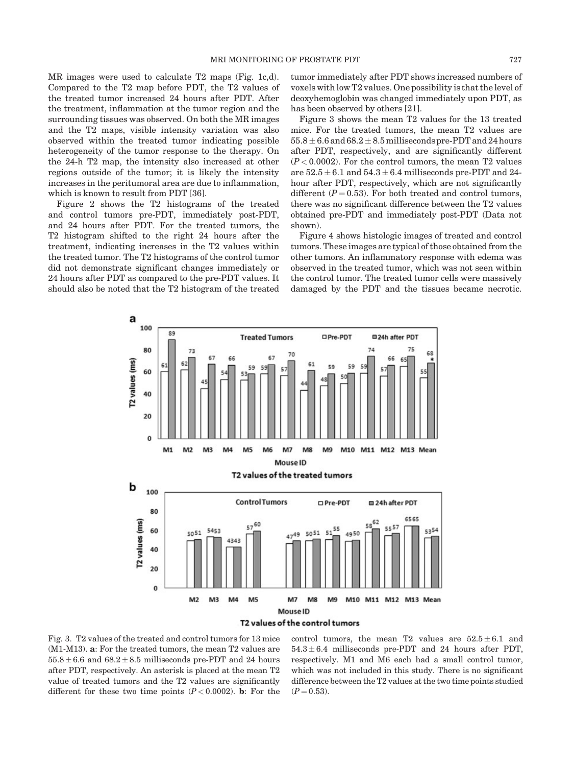MR images were used to calculate T2 maps (Fig. 1c,d). Compared to the T2 map before PDT, the T2 values of the treated tumor increased 24 hours after PDT. After the treatment, inflammation at the tumor region and the surrounding tissues was observed. On both the MR images and the T2 maps, visible intensity variation was also observed within the treated tumor indicating possible heterogeneity of the tumor response to the therapy. On the 24-h T2 map, the intensity also increased at other regions outside of the tumor; it is likely the intensity increases in the peritumoral area are due to inflammation, which is known to result from PDT [36].

Figure 2 shows the T2 histograms of the treated and control tumors pre-PDT, immediately post-PDT, and 24 hours after PDT. For the treated tumors, the T2 histogram shifted to the right 24 hours after the treatment, indicating increases in the T2 values within the treated tumor. The T2 histograms of the control tumor did not demonstrate significant changes immediately or 24 hours after PDT as compared to the pre-PDT values. It should also be noted that the T2 histogram of the treated tumor immediately after PDT shows increased numbers of voxels with low T2 values. One possibility is that the level of deoxyhemoglobin was changed immediately upon PDT, as has been observed by others [21].

Figure 3 shows the mean T2 values for the 13 treated mice. For the treated tumors, the mean T2 values are $55.8 \pm 6.6$ and $68.2 \pm 8.5$ milliseconds pre-PDT and 24 hours after PDT, respectively, and are significantly different ($P < 0.0002$). For the control tumors, the mean T2 values are $52.5 \pm 6.1$ and $54.3 \pm 6.4$ milliseconds pre-PDT and 24-hour after PDT, respectively, which are not significantly different ($P = 0.53$). For both treated and control tumors, there was no significant difference between the T2 values obtained pre-PDT and immediately post-PDT (Data not shown).

Figure 4 shows histologic images of treated and control tumors. These images are typical of those obtained from the other tumors. An inflammatory response with edema was observed in the treated tumor, which was not seen within the control tumor. The treated tumor cells were massively damaged by the PDT and the tissues became necrotic.

**a** T2 values of the treated tumors (Treated Tumors; T2 values (ms))

| Mouse ID | Pre-PDT | 24h after PDT |
|---|---|---|
| M1 | 61 | 89 |
| M2 | 62 | 73 |
| M3 | 45 | 67 |
| M4 | 54 | 66 |
| M5 | 53 | 59 |
| M6 | 59 | 67 |
| M7 | 57 | 70 |
| M8 | 44 | 61 |
| M9 | 48 | 59 |
| M10 | 50 | 59 |
| M11 | 59 | 74 |
| M12 | 57 | 66 |
| M13 | 65 | 75 |
| Mean | 55 | 68* |

**b** T2 values of the control tumors (Control Tumors; T2 values (ms))

| Mouse ID | Pre-PDT | 24h after PDT |
|---|---|---|
| M2 | 50 | 51 |
| M3 | 54 | 53 |
| M4 | 43 | 43 |
| M5 | 57 | 60 |
| M7 | 47 | 49 |
| M8 | 50 | 51 |
| M9 | 51 | 55 |
| M10 | 49 | 50 |
| M11 | 58 | 62 |
| M12 | 55 | 57 |
| M13 | 65 | 65 |
| Mean | 53 | 54 |

Fig. 3. T2 values of the treated and control tumors for 13 mice (M1-M13). **a**: For the treated tumors, the mean T2 values are $55.8 \pm 6.6$ and $68.2 \pm 8.5$ milliseconds pre-PDT and 24 hours after PDT, respectively. An asterisk is placed at the mean T2 value of treated tumors and the T2 values are significantly different for these two time points ($P < 0.0002$). **b**: For the control tumors, the mean T2 values are $52.5 \pm 6.1$ and $54.3 \pm 6.4$ milliseconds pre-PDT and 24 hours after PDT, respectively. M1 and M6 each had a small control tumor, which was not included in this study. There is no significant difference between the T2 values at the two time points studied ($P = 0.53$).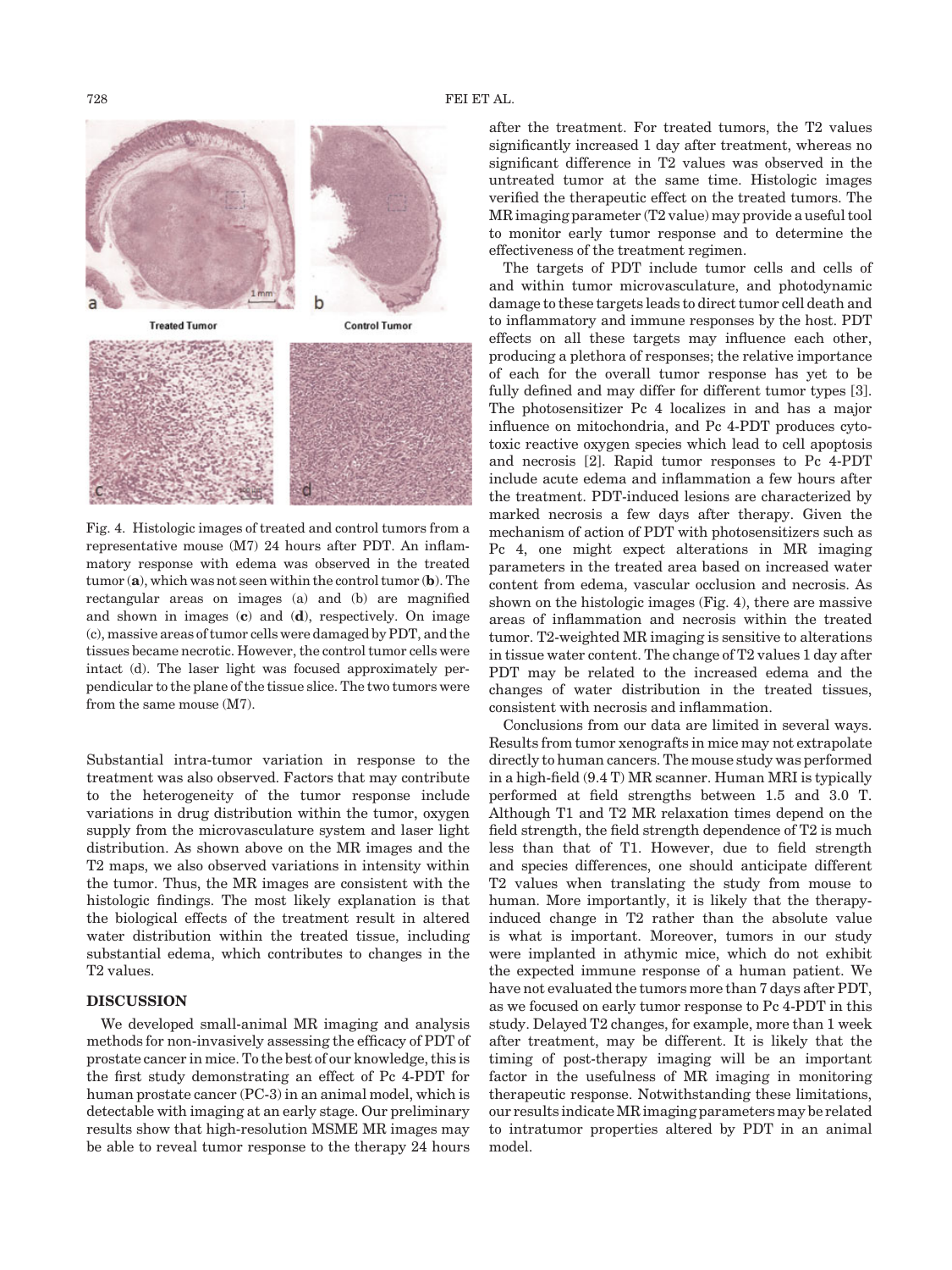Fig. 4. Histologic images of treated and control tumors from a representative mouse (M7) 24 hours after PDT. An inflammatory response with edema was observed in the treated tumor (**a**), which was not seen within the control tumor (**b**). The rectangular areas on images (a) and (b) are magnified and shown in images (**c**) and (**d**), respectively. On image (c), massive areas of tumor cells were damaged by PDT, and the tissues became necrotic. However, the control tumor cells were intact (d). The laser light was focused approximately perpendicular to the plane of the tissue slice. The two tumors were from the same mouse (M7).

Substantial intra-tumor variation in response to the treatment was also observed. Factors that may contribute to the heterogeneity of the tumor response include variations in drug distribution within the tumor, oxygen supply from the microvasculature system and laser light distribution. As shown above on the MR images and the T2 maps, we also observed variations in intensity within the tumor. Thus, the MR images are consistent with the histologic findings. The most likely explanation is that the biological effects of the treatment result in altered water distribution within the treated tissue, including substantial edema, which contributes to changes in the T2 values.

## DISCUSSION

We developed small-animal MR imaging and analysis methods for non-invasively assessing the efficacy of PDT of prostate cancer in mice. To the best of our knowledge, this is the first study demonstrating an effect of Pc 4-PDT for human prostate cancer (PC-3) in an animal model, which is detectable with imaging at an early stage. Our preliminary results show that high-resolution MSME MR images may be able to reveal tumor response to the therapy 24 hours after the treatment. For treated tumors, the T2 values significantly increased 1 day after treatment, whereas no significant difference in T2 values was observed in the untreated tumor at the same time. Histologic images verified the therapeutic effect on the treated tumors. The MR imaging parameter (T2 value) may provide a useful tool to monitor early tumor response and to determine the effectiveness of the treatment regimen.

The targets of PDT include tumor cells and cells of and within tumor microvasculature, and photodynamic damage to these targets leads to direct tumor cell death and to inflammatory and immune responses by the host. PDT effects on all these targets may influence each other, producing a plethora of responses; the relative importance of each for the overall tumor response has yet to be fully defined and may differ for different tumor types [3]. The photosensitizer Pc 4 localizes in and has a major influence on mitochondria, and Pc 4-PDT produces cytotoxic reactive oxygen species which lead to cell apoptosis and necrosis [2]. Rapid tumor responses to Pc 4-PDT include acute edema and inflammation a few hours after the treatment. PDT-induced lesions are characterized by marked necrosis a few days after therapy. Given the mechanism of action of PDT with photosensitizers such as Pc 4, one might expect alterations in MR imaging parameters in the treated area based on increased water content from edema, vascular occlusion and necrosis. As shown on the histologic images (Fig. 4), there are massive areas of inflammation and necrosis within the treated tumor. T2-weighted MR imaging is sensitive to alterations in tissue water content. The change of T2 values 1 day after PDT may be related to the increased edema and the changes of water distribution in the treated tissues, consistent with necrosis and inflammation.

Conclusions from our data are limited in several ways. Results from tumor xenografts in mice may not extrapolate directly to human cancers. The mouse study was performed in a high-field (9.4 T) MR scanner. Human MRI is typically performed at field strengths between 1.5 and 3.0 T. Although T1 and T2 MR relaxation times depend on the field strength, the field strength dependence of T2 is much less than that of T1. However, due to field strength and species differences, one should anticipate different T2 values when translating the study from mouse to human. More importantly, it is likely that the therapy-induced change in T2 rather than the absolute value is what is important. Moreover, tumors in our study were implanted in athymic mice, which do not exhibit the expected immune response of a human patient. We have not evaluated the tumors more than 7 days after PDT, as we focused on early tumor response to Pc 4-PDT in this study. Delayed T2 changes, for example, more than 1 week after treatment, may be different. It is likely that the timing of post-therapy imaging will be an important factor in the usefulness of MR imaging in monitoring therapeutic response. Notwithstanding these limitations, our results indicate MR imaging parameters may be related to intratumor properties altered by PDT in an animal model.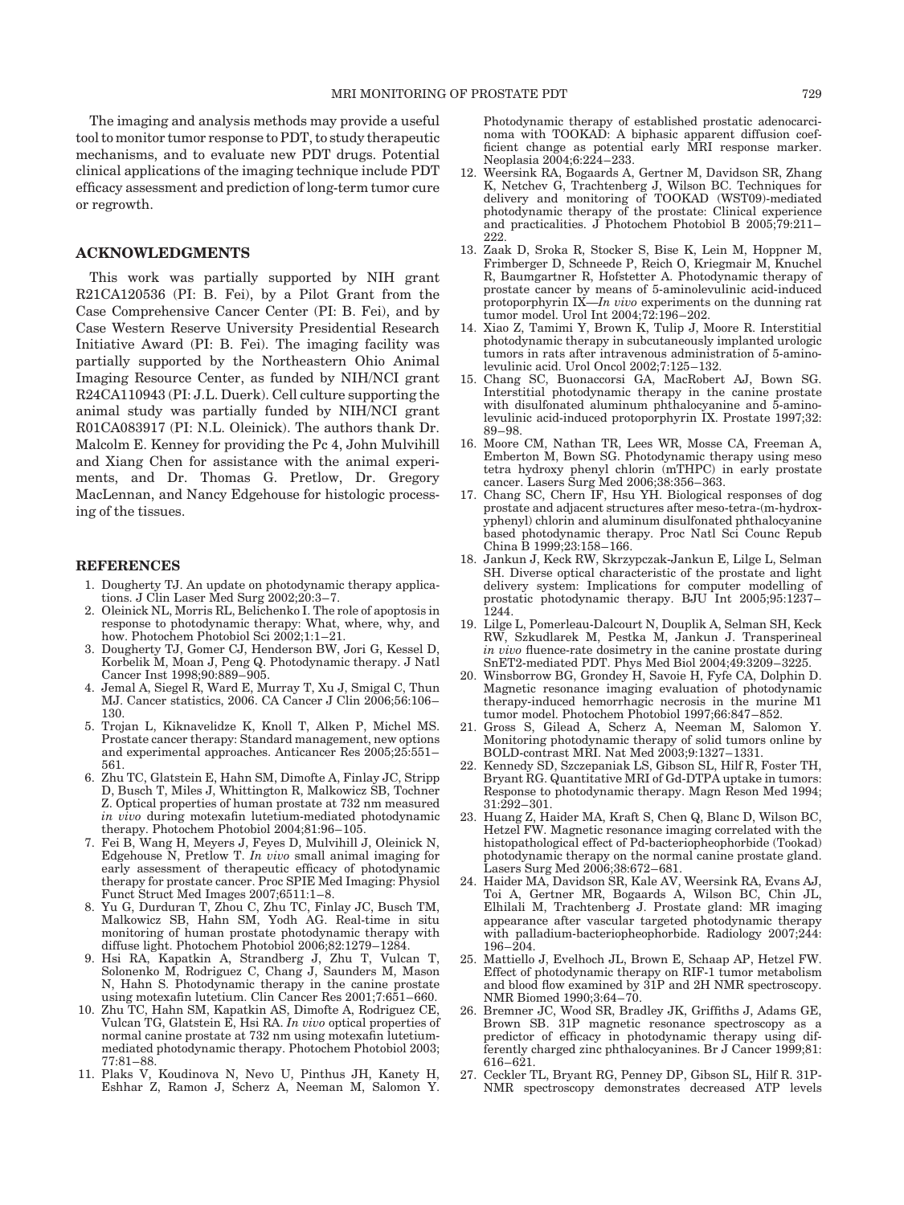The imaging and analysis methods may provide a useful tool to monitor tumor response to PDT, to study therapeutic mechanisms, and to evaluate new PDT drugs. Potential clinical applications of the imaging technique include PDT efficacy assessment and prediction of long-term tumor cure or regrowth.

## ACKNOWLEDGMENTS

This work was partially supported by NIH grant R21CA120536 (PI: B. Fei), by a Pilot Grant from the Case Comprehensive Cancer Center (PI: B. Fei), and by Case Western Reserve University Presidential Research Initiative Award (PI: B. Fei). The imaging facility was partially supported by the Northeastern Ohio Animal Imaging Resource Center, as funded by NIH/NCI grant R24CA110943 (PI: J.L. Duerk). Cell culture supporting the animal study was partially funded by NIH/NCI grant R01CA083917 (PI: N.L. Oleinick). The authors thank Dr. Malcolm E. Kenney for providing the Pc 4, John Mulvihill and Xiang Chen for assistance with the animal experiments, and Dr. Thomas G. Pretlow, Dr. Gregory MacLennan, and Nancy Edgehouse for histologic processing of the tissues.

## REFERENCES

1. Dougherty TJ. An update on photodynamic therapy applications. J Clin Laser Med Surg 2002;20:3–7.
2. Oleinick NL, Morris RL, Belichenko I. The role of apoptosis in response to photodynamic therapy: What, where, why, and how. Photochem Photobiol Sci 2002;1:1–21.
3. Dougherty TJ, Gomer CJ, Henderson BW, Jori G, Kessel D, Korbelik M, Moan J, Peng Q. Photodynamic therapy. J Natl Cancer Inst 1998;90:889–905.
4. Jemal A, Siegel R, Ward E, Murray T, Xu J, Smigal C, Thun MJ. Cancer statistics, 2006. CA Cancer J Clin 2006;56:106–130.
5. Trojan L, Kiknavelidze K, Knoll T, Alken P, Michel MS. Prostate cancer therapy: Standard management, new options and experimental approaches. Anticancer Res 2005;25:551–561.
6. Zhu TC, Glatstein E, Hahn SM, Dimofte A, Finlay JC, Stripp D, Busch T, Miles J, Whittington R, Malkowicz SB, Tochner Z. Optical properties of human prostate at 732 nm measured *in vivo* during motexafin lutetium-mediated photodynamic therapy. Photochem Photobiol 2004;81:96–105.
7. Fei B, Wang H, Meyers J, Feyes D, Mulvihill J, Oleinick N, Edgehouse N, Pretlow T. *In vivo* small animal imaging for early assessment of therapeutic efficacy of photodynamic therapy for prostate cancer. Proc SPIE Med Imaging: Physiol Funct Struct Med Images 2007;6511:1–8.
8. Yu G, Durduran T, Zhou C, Zhu TC, Finlay JC, Busch TM, Malkowicz SB, Hahn SM, Yodh AG. Real-time in situ monitoring of human prostate photodynamic therapy with diffuse light. Photochem Photobiol 2006;82:1279–1284.
9. Hsi RA, Kapatkin A, Strandberg J, Zhu T, Vulcan T, Solonenko M, Rodriguez C, Chang J, Saunders M, Mason N, Hahn S. Photodynamic therapy in the canine prostate using motexafin lutetium. Clin Cancer Res 2001;7:651–660.
10. Zhu TC, Hahn SM, Kapatkin AS, Dimofte A, Rodriguez CE, Vulcan TG, Glatstein E, Hsi RA. *In vivo* optical properties of normal canine prostate at 732 nm using motexafin lutetium-mediated photodynamic therapy. Photochem Photobiol 2003;77:81–88.
11. Plaks V, Koudinova N, Nevo U, Pinthus JH, Kanety H, Eshhar Z, Ramon J, Scherz A, Neeman M, Salomon Y. Photodynamic therapy of established prostatic adenocarcinoma with TOOKAD: A biphasic apparent diffusion coefficient change as potential early MRI response marker. Neoplasia 2004;6:224–233.
12. Weersink RA, Bogaards A, Gertner M, Davidson SR, Zhang K, Netchev G, Trachtenberg J, Wilson BC. Techniques for delivery and monitoring of TOOKAD (WST09)-mediated photodynamic therapy of the prostate: Clinical experience and practicalities. J Photochem Photobiol B 2005;79:211–222.
13. Zaak D, Sroka R, Stocker S, Bise K, Lein M, Hoppner M, Frimberger D, Schneede P, Reich O, Kriegmair M, Knuchel R, Baumgartner R, Hofstetter A. Photodynamic therapy of prostate cancer by means of 5-aminolevulinic acid-induced protoporphyrin IX—*In vivo* experiments on the dunning rat tumor model. Urol Int 2004;72:196–202.
14. Xiao Z, Tamimi Y, Brown K, Tulip J, Moore R. Interstitial photodynamic therapy in subcutaneously implanted urologic tumors in rats after intravenous administration of 5-aminolevulinic acid. Urol Oncol 2002;7:125–132.
15. Chang SC, Buonaccorsi GA, MacRobert AJ, Bown SG. Interstitial photodynamic therapy in the canine prostate with disulfonated aluminum phthalocyanine and 5-aminolevulinic acid-induced protoporphyrin IX. Prostate 1997;32:89–98.
16. Moore CM, Nathan TR, Lees WR, Mosse CA, Freeman A, Emberton M, Bown SG. Photodynamic therapy using meso tetra hydroxy phenyl chlorin (mTHPC) in early prostate cancer. Lasers Surg Med 2006;38:356–363.
17. Chang SC, Chern IF, Hsu YH. Biological responses of dog prostate and adjacent structures after meso-tetra-(m-hydroxyphenyl) chlorin and aluminum disulfonated phthalocyanine based photodynamic therapy. Proc Natl Sci Counc Repub China B 1999;23:158–166.
18. Jankun J, Keck RW, Skrzypczak-Jankun E, Lilge L, Selman SH. Diverse optical characteristic of the prostate and light delivery system: Implications for computer modelling of prostatic photodynamic therapy. BJU Int 2005;95:1237–1244.
19. Lilge L, Pomerleau-Dalcourt N, Douplik A, Selman SH, Keck RW, Szkudlarek M, Pestka M, Jankun J. Transperineal *in vivo* fluence-rate dosimetry in the canine prostate during SnET2-mediated PDT. Phys Med Biol 2004;49:3209–3225.
20. Winsborrow BG, Grondey H, Savoie H, Fyfe CA, Dolphin D. Magnetic resonance imaging evaluation of photodynamic therapy-induced hemorrhagic necrosis in the murine M1 tumor model. Photochem Photobiol 1997;66:847–852.
21. Gross S, Gilead A, Scherz A, Neeman M, Salomon Y. Monitoring photodynamic therapy of solid tumors online by BOLD-contrast MRI. Nat Med 2003;9:1327–1331.
22. Kennedy SD, Szczepaniak LS, Gibson SL, Hilf R, Foster TH, Bryant RG. Quantitative MRI of Gd-DTPA uptake in tumors: Response to photodynamic therapy. Magn Reson Med 1994;31:292–301.
23. Huang Z, Haider MA, Kraft S, Chen Q, Blanc D, Wilson BC, Hetzel FW. Magnetic resonance imaging correlated with the histopathological effect of Pd-bacteriopheophorbide (Tookad) photodynamic therapy on the normal canine prostate gland. Lasers Surg Med 2006;38:672–681.
24. Haider MA, Davidson SR, Kale AV, Weersink RA, Evans AJ, Toi A, Gertner MR, Bogaards A, Wilson BC, Chin JL, Elhilali M, Trachtenberg J. Prostate gland: MR imaging appearance after vascular targeted photodynamic therapy with palladium-bacteriopheophorbide. Radiology 2007;244:196–204.
25. Mattiello J, Evelhoch JL, Brown E, Schaap AP, Hetzel FW. Effect of photodynamic therapy on RIF-1 tumor metabolism and blood flow examined by 31P and 2H NMR spectroscopy. NMR Biomed 1990;3:64–70.
26. Bremner JC, Wood SR, Bradley JK, Griffiths J, Adams GE, Brown SB. 31P magnetic resonance spectroscopy as a predictor of efficacy in photodynamic therapy using differently charged zinc phthalocyanines. Br J Cancer 1999;81:616–621.
27. Ceckler TL, Bryant RG, Penney DP, Gibson SL, Hilf R. 31P-NMR spectroscopy demonstrates decreased ATP levels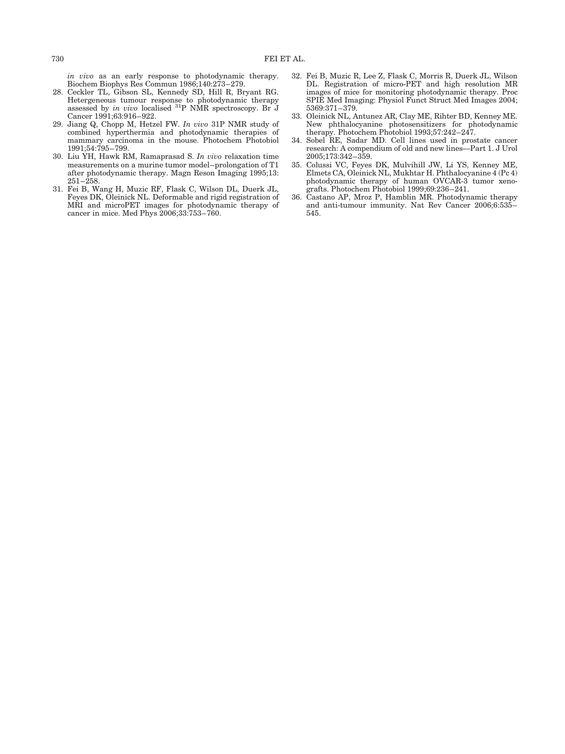*in vivo* as an early response to photodynamic therapy. Biochem Biophys Res Commun 1986;140:273–279.

28. Ceckler TL, Gibson SL, Kennedy SD, Hill R, Bryant RG. Hetergeneous tumour response to photodynamic therapy assessed by *in vivo* localised $^{31}$P NMR spectroscopy. Br J Cancer 1991;63:916–922.
29. Jiang Q, Chopp M, Hetzel FW. *In vivo* 31P NMR study of combined hyperthermia and photodynamic therapies of mammary carcinoma in the mouse. Photochem Photobiol 1991;54:795–799.
30. Liu YH, Hawk RM, Ramaprasad S. *In vivo* relaxation time measurements on a murine tumor model–prolongation of T1 after photodynamic therapy. Magn Reson Imaging 1995;13: 251–258.
31. Fei B, Wang H, Muzic RF, Flask C, Wilson DL, Duerk JL, Feyes DK, Oleinick NL. Deformable and rigid registration of MRI and microPET images for photodynamic therapy of cancer in mice. Med Phys 2006;33:753–760.
32. Fei B, Muzic R, Lee Z, Flask C, Morris R, Duerk JL, Wilson DL. Registration of micro-PET and high resolution MR images of mice for monitoring photodynamic therapy. Proc SPIE Med Imaging: Physiol Funct Struct Med Images 2004; 5369:371–379.
33. Oleinick NL, Antunez AR, Clay ME, Rihter BD, Kenney ME. New phthalocyanine photosensitizers for photodynamic therapy. Photochem Photobiol 1993;57:242–247.
34. Sobel RE, Sadar MD. Cell lines used in prostate cancer research: A compendium of old and new lines—Part 1. J Urol 2005;173:342–359.
35. Colussi VC, Feyes DK, Mulvihill JW, Li YS, Kenney ME, Elmets CA, Oleinick NL, Mukhtar H. Phthalocyanine 4 (Pc 4) photodynamic therapy of human OVCAR-3 tumor xenografts. Photochem Photobiol 1999;69:236–241.
36. Castano AP, Mroz P, Hamblin MR. Photodynamic therapy and anti-tumour immunity. Nat Rev Cancer 2006;6:535–545.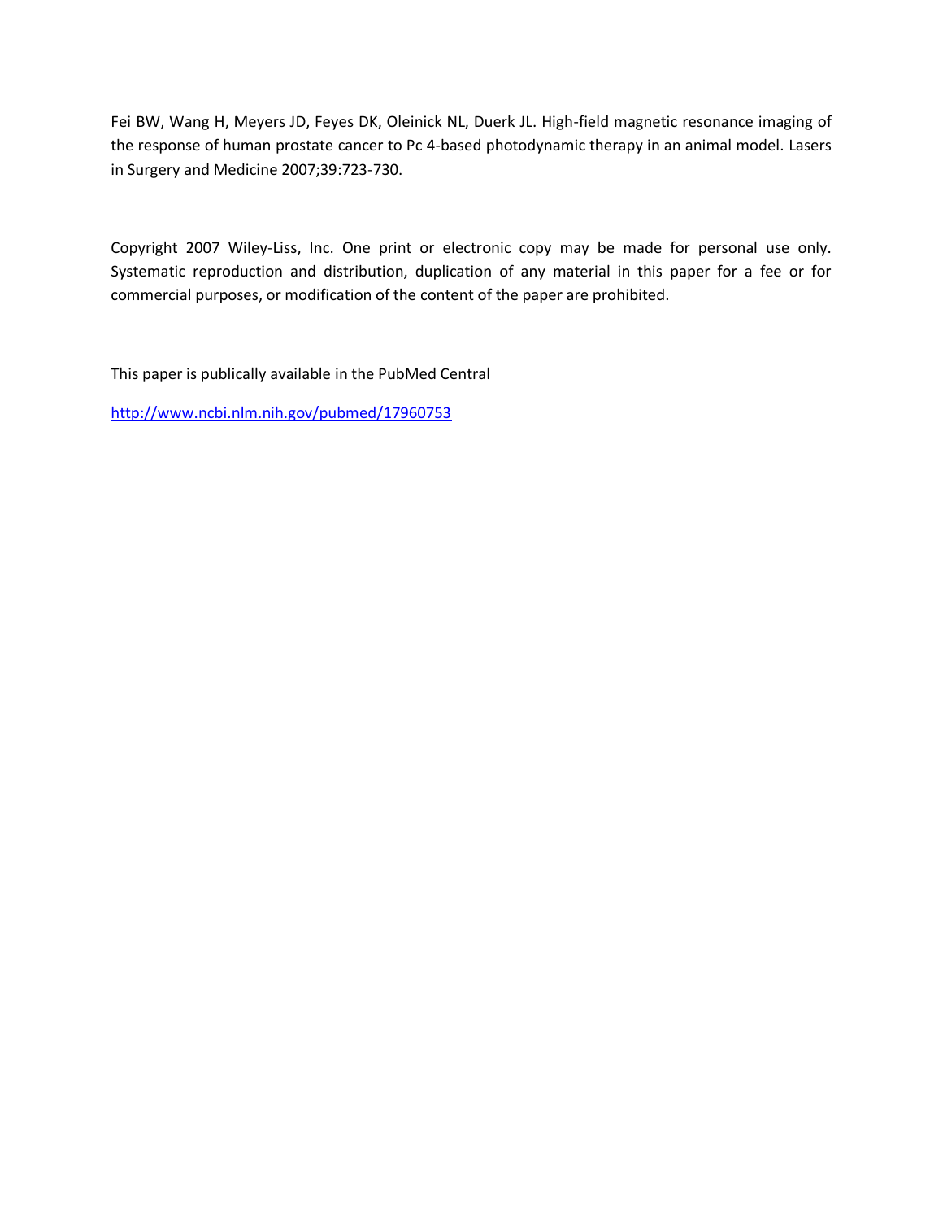Fei BW, Wang H, Meyers JD, Feyes DK, Oleinick NL, Duerk JL. High-field magnetic resonance imaging of the response of human prostate cancer to Pc 4-based photodynamic therapy in an animal model. Lasers in Surgery and Medicine 2007;39:723-730.

Copyright 2007 Wiley-Liss, Inc. One print or electronic copy may be made for personal use only. Systematic reproduction and distribution, duplication of any material in this paper for a fee or for commercial purposes, or modification of the content of the paper are prohibited.

This paper is publically available in the PubMed Central

http://www.ncbi.nlm.nih.gov/pubmed/17960753